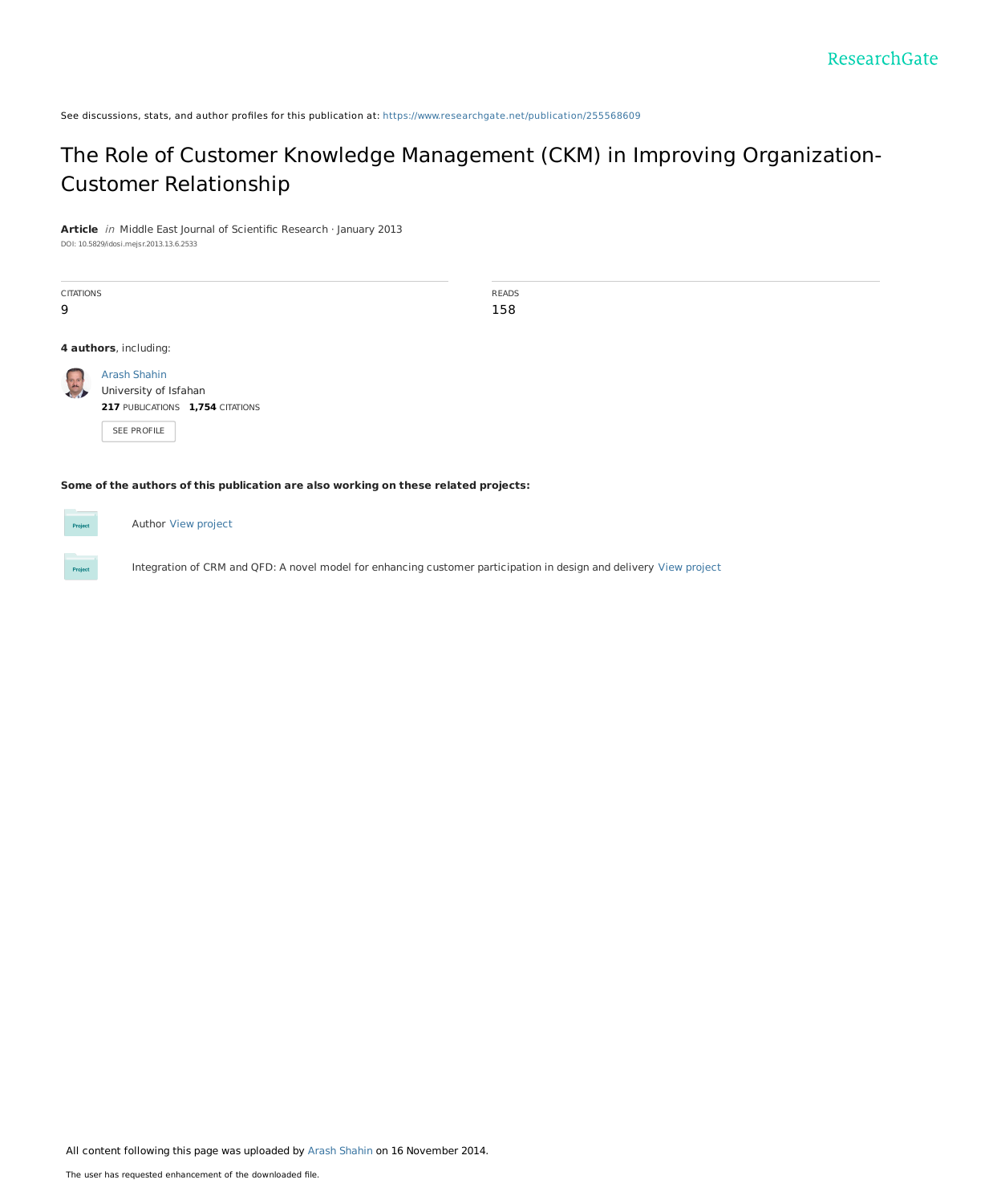See discussions, stats, and author profiles for this publication at: https://www.researchgate.net/publication/255568609

# The Role of Customer Knowledge Management (CKM) in Improving Organization-Customer Relationship

**Article** *in* Middle East Journal of Scientific Research · January 2013

DOI: 10.5829/idosi.mejsr.2013.13.6.2533

| CITATIONS | READS |
| --- | --- |
| 9 | 158 |

**4 authors**, including:

Arash Shahin
University of Isfahan
**217** PUBLICATIONS **1,754** CITATIONS

SEE PROFILE

**Some of the authors of this publication are also working on these related projects:**

Author View project

Integration of CRM and QFD: A novel model for enhancing customer participation in design and delivery View project

All content following this page was uploaded by Arash Shahin on 16 November 2014.

The user has requested enhancement of the downloaded file.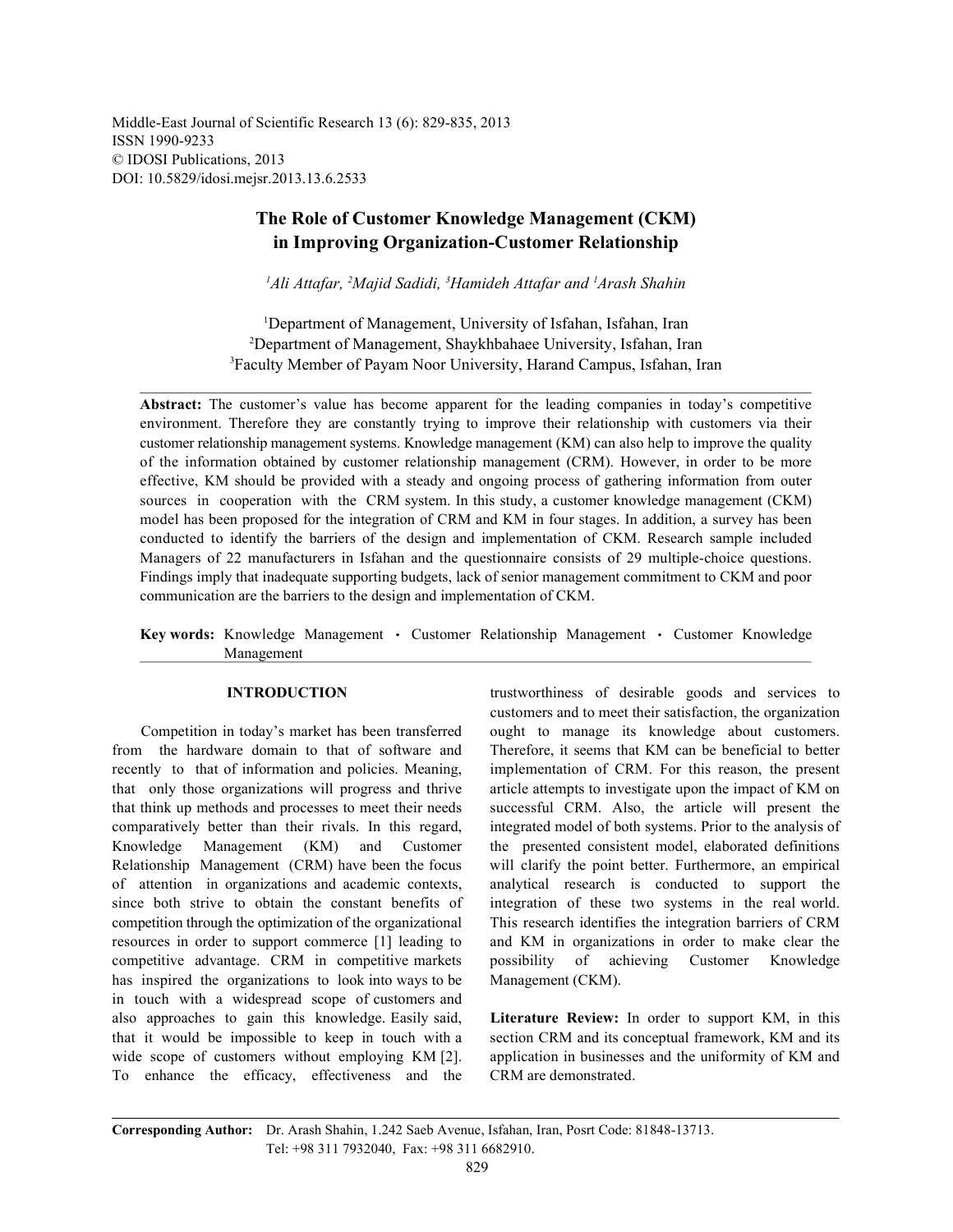# The Role of Customer Knowledge Management (CKM) in Improving Organization-Customer Relationship

*[1]Ali Attafar, [2]Majid Sadidi, [3]Hamideh Attafar and [1]Arash Shahin*

[1]Department of Management, University of Isfahan, Isfahan, Iran
[2]Department of Management, Shaykhbahaee University, Isfahan, Iran
[3]Faculty Member of Payam Noor University, Harand Campus, Isfahan, Iran

**Abstract:** The customer's value has become apparent for the leading companies in today's competitive environment. Therefore they are constantly trying to improve their relationship with customers via their customer relationship management systems. Knowledge management (KM) can also help to improve the quality of the information obtained by customer relationship management (CRM). However, in order to be more effective, KM should be provided with a steady and ongoing process of gathering information from outer sources in cooperation with the CRM system. In this study, a customer knowledge management (CKM) model has been proposed for the integration of CRM and KM in four stages. In addition, a survey has been conducted to identify the barriers of the design and implementation of CKM. Research sample included Managers of 22 manufacturers in Isfahan and the questionnaire consists of 29 multiple-choice questions. Findings imply that inadequate supporting budgets, lack of senior management commitment to CKM and poor communication are the barriers to the design and implementation of CKM.

**Key words:** Knowledge Management • Customer Relationship Management • Customer Knowledge Management

## INTRODUCTION

Competition in today's market has been transferred from the hardware domain to that of software and recently to that of information and policies. Meaning, that only those organizations will progress and thrive that think up methods and processes to meet their needs comparatively better than their rivals. In this regard, Knowledge Management (KM) and Customer Relationship Management (CRM) have been the focus of attention in organizations and academic contexts, since both strive to obtain the constant benefits of competition through the optimization of the organizational resources in order to support commerce [1] leading to competitive advantage. CRM in competitive markets has inspired the organizations to look into ways to be in touch with a widespread scope of customers and also approaches to gain this knowledge. Easily said, that it would be impossible to keep in touch with a wide scope of customers without employing KM [2]. To enhance the efficacy, effectiveness and the trustworthiness of desirable goods and services to customers and to meet their satisfaction, the organization ought to manage its knowledge about customers. Therefore, it seems that KM can be beneficial to better implementation of CRM. For this reason, the present article attempts to investigate upon the impact of KM on successful CRM. Also, the article will present the integrated model of both systems. Prior to the analysis of the presented consistent model, elaborated definitions will clarify the point better. Furthermore, an empirical analytical research is conducted to support the integration of these two systems in the real world. This research identifies the integration barriers of CRM and KM in organizations in order to make clear the possibility of achieving Customer Knowledge Management (CKM).

**Literature Review:** In order to support KM, in this section CRM and its conceptual framework, KM and its application in businesses and the uniformity of KM and CRM are demonstrated.

**Corresponding Author:** Dr. Arash Shahin, 1.242 Saeb Avenue, Isfahan, Iran, Posrt Code: 81848-13713. Tel: +98 311 7932040, Fax: +98 311 6682910.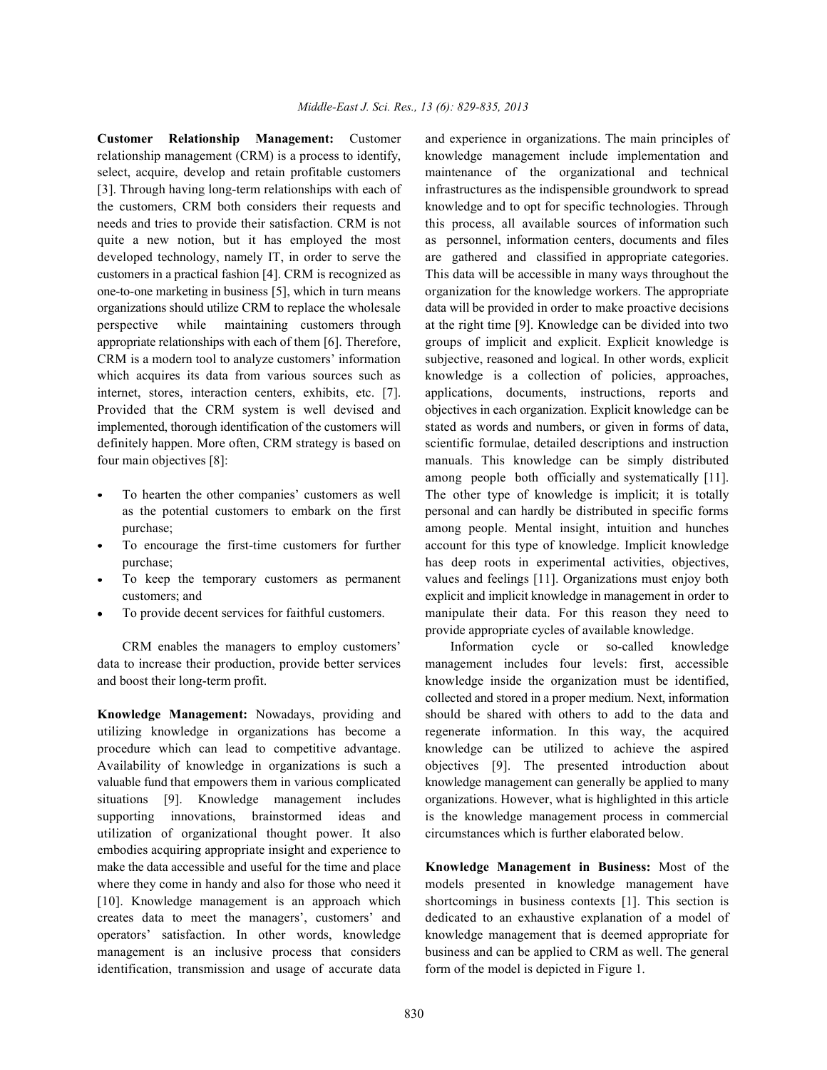**Customer Relationship Management:** Customer relationship management (CRM) is a process to identify, select, acquire, develop and retain profitable customers [3]. Through having long-term relationships with each of the customers, CRM both considers their requests and needs and tries to provide their satisfaction. CRM is not quite a new notion, but it has employed the most developed technology, namely IT, in order to serve the customers in a practical fashion [4]. CRM is recognized as one-to-one marketing in business [5], which in turn means organizations should utilize CRM to replace the wholesale perspective while maintaining customers through appropriate relationships with each of them [6]. Therefore, CRM is a modern tool to analyze customers' information which acquires its data from various sources such as internet, stores, interaction centers, exhibits, etc. [7]. Provided that the CRM system is well devised and implemented, thorough identification of the customers will definitely happen. More often, CRM strategy is based on four main objectives [8]:

- To hearten the other companies' customers as well as the potential customers to embark on the first purchase;
- To encourage the first-time customers for further purchase;
- To keep the temporary customers as permanent customers; and
- To provide decent services for faithful customers.

CRM enables the managers to employ customers' data to increase their production, provide better services and boost their long-term profit.

**Knowledge Management:** Nowadays, providing and utilizing knowledge in organizations has become a procedure which can lead to competitive advantage. Availability of knowledge in organizations is such a valuable fund that empowers them in various complicated situations [9]. Knowledge management includes supporting innovations, brainstormed ideas and utilization of organizational thought power. It also embodies acquiring appropriate insight and experience to make the data accessible and useful for the time and place where they come in handy and also for those who need it [10]. Knowledge management is an approach which creates data to meet the managers', customers' and operators' satisfaction. In other words, knowledge management is an inclusive process that considers identification, transmission and usage of accurate data and experience in organizations. The main principles of knowledge management include implementation and maintenance of the organizational and technical infrastructures as the indispensible groundwork to spread knowledge and to opt for specific technologies. Through this process, all available sources of information such as personnel, information centers, documents and files are gathered and classified in appropriate categories. This data will be accessible in many ways throughout the organization for the knowledge workers. The appropriate data will be provided in order to make proactive decisions at the right time [9]. Knowledge can be divided into two groups of implicit and explicit. Explicit knowledge is subjective, reasoned and logical. In other words, explicit knowledge is a collection of policies, approaches, applications, documents, instructions, reports and objectives in each organization. Explicit knowledge can be stated as words and numbers, or given in forms of data, scientific formulae, detailed descriptions and instruction manuals. This knowledge can be simply distributed among people both officially and systematically [11]. The other type of knowledge is implicit; it is totally personal and can hardly be distributed in specific forms among people. Mental insight, intuition and hunches account for this type of knowledge. Implicit knowledge has deep roots in experimental activities, objectives, values and feelings [11]. Organizations must enjoy both explicit and implicit knowledge in management in order to manipulate their data. For this reason they need to provide appropriate cycles of available knowledge.

Information cycle or so-called knowledge management includes four levels: first, accessible knowledge inside the organization must be identified, collected and stored in a proper medium. Next, information should be shared with others to add to the data and regenerate information. In this way, the acquired knowledge can be utilized to achieve the aspired objectives [9]. The presented introduction about knowledge management can generally be applied to many organizations. However, what is highlighted in this article is the knowledge management process in commercial circumstances which is further elaborated below.

**Knowledge Management in Business:** Most of the models presented in knowledge management have shortcomings in business contexts [1]. This section is dedicated to an exhaustive explanation of a model of knowledge management that is deemed appropriate for business and can be applied to CRM as well. The general form of the model is depicted in Figure 1.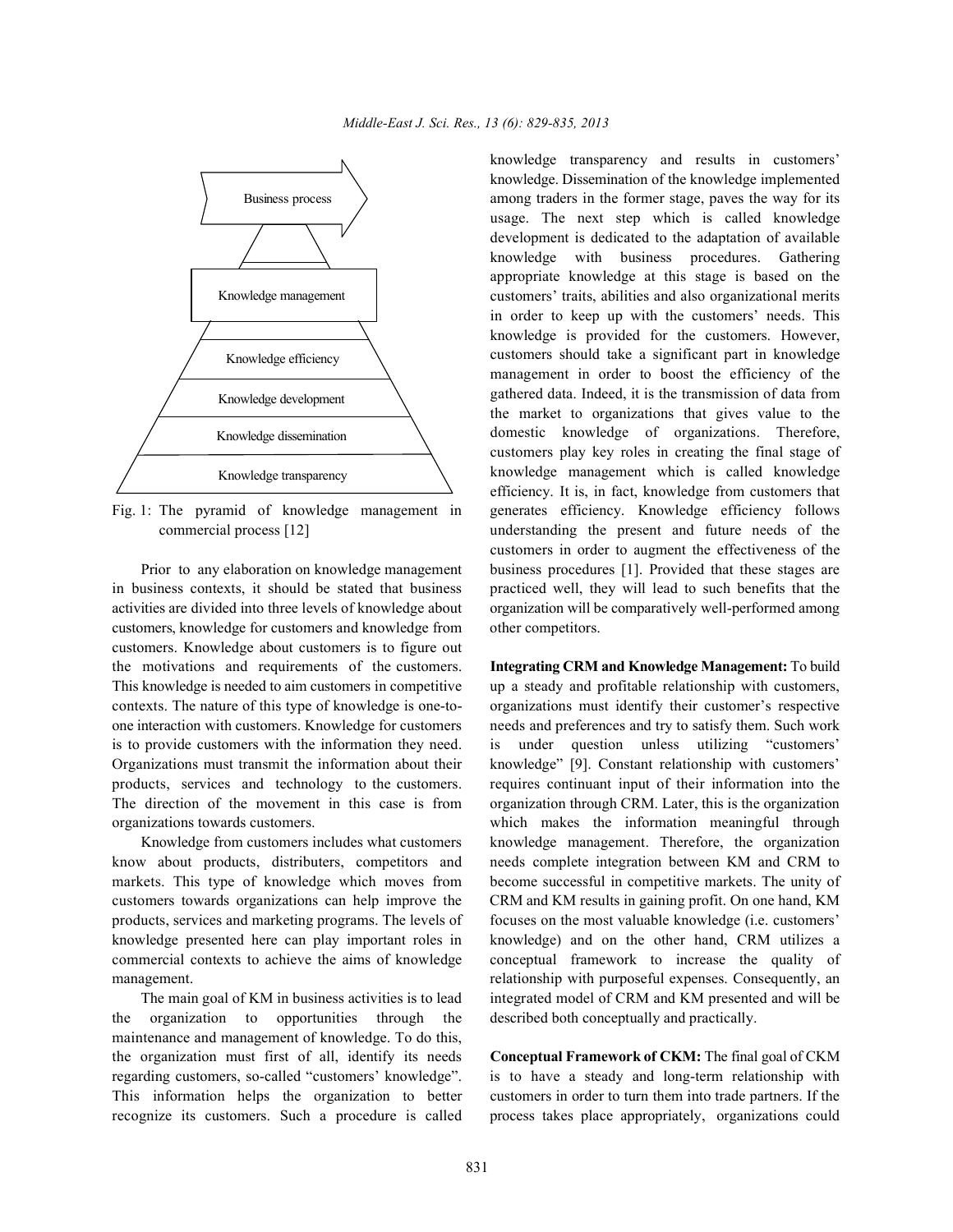Business process

Knowledge management

Knowledge efficiency

Knowledge development

Knowledge dissemination

Knowledge transparency

Fig. 1: The pyramid of knowledge management in commercial process [12]

Prior to any elaboration on knowledge management in business contexts, it should be stated that business activities are divided into three levels of knowledge about customers, knowledge for customers and knowledge from customers. Knowledge about customers is to figure out the motivations and requirements of the customers. This knowledge is needed to aim customers in competitive contexts. The nature of this type of knowledge is one-to-one interaction with customers. Knowledge for customers is to provide customers with the information they need. Organizations must transmit the information about their products, services and technology to the customers. The direction of the movement in this case is from organizations towards customers.

Knowledge from customers includes what customers know about products, distributers, competitors and markets. This type of knowledge which moves from customers towards organizations can help improve the products, services and marketing programs. The levels of knowledge presented here can play important roles in commercial contexts to achieve the aims of knowledge management.

The main goal of KM in business activities is to lead the organization to opportunities through the maintenance and management of knowledge. To do this, the organization must first of all, identify its needs regarding customers, so-called "customers' knowledge". This information helps the organization to better recognize its customers. Such a procedure is called knowledge transparency and results in customers' knowledge. Dissemination of the knowledge implemented among traders in the former stage, paves the way for its usage. The next step which is called knowledge development is dedicated to the adaptation of available knowledge with business procedures. Gathering appropriate knowledge at this stage is based on the customers' traits, abilities and also organizational merits in order to keep up with the customers' needs. This knowledge is provided for the customers. However, customers should take a significant part in knowledge management in order to boost the efficiency of the gathered data. Indeed, it is the transmission of data from the market to organizations that gives value to the domestic knowledge of organizations. Therefore, customers play key roles in creating the final stage of knowledge management which is called knowledge efficiency. It is, in fact, knowledge from customers that generates efficiency. Knowledge efficiency follows understanding the present and future needs of the customers in order to augment the effectiveness of the business procedures [1]. Provided that these stages are practiced well, they will lead to such benefits that the organization will be comparatively well-performed among other competitors.

**Integrating CRM and Knowledge Management:** To build up a steady and profitable relationship with customers, organizations must identify their customer's respective needs and preferences and try to satisfy them. Such work is under question unless utilizing "customers' knowledge" [9]. Constant relationship with customers' requires continuant input of their information into the organization through CRM. Later, this is the organization which makes the information meaningful through knowledge management. Therefore, the organization needs complete integration between KM and CRM to become successful in competitive markets. The unity of CRM and KM results in gaining profit. On one hand, KM focuses on the most valuable knowledge (i.e. customers' knowledge) and on the other hand, CRM utilizes a conceptual framework to increase the quality of relationship with purposeful expenses. Consequently, an integrated model of CRM and KM presented and will be described both conceptually and practically.

**Conceptual Framework of CKM:** The final goal of CKM is to have a steady and long-term relationship with customers in order to turn them into trade partners. If the process takes place appropriately, organizations could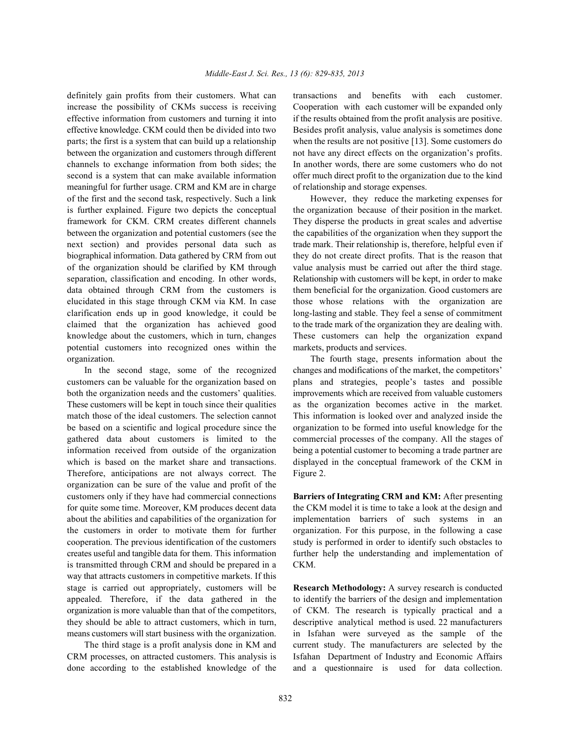definitely gain profits from their customers. What can increase the possibility of CKMs success is receiving effective information from customers and turning it into effective knowledge. CKM could then be divided into two parts; the first is a system that can build up a relationship between the organization and customers through different channels to exchange information from both sides; the second is a system that can make available information meaningful for further usage. CRM and KM are in charge of the first and the second task, respectively. Such a link is further explained. Figure two depicts the conceptual framework for CKM. CRM creates different channels between the organization and potential customers (see the next section) and provides personal data such as biographical information. Data gathered by CRM from out of the organization should be clarified by KM through separation, classification and encoding. In other words, data obtained through CRM from the customers is elucidated in this stage through CKM via KM. In case clarification ends up in good knowledge, it could be claimed that the organization has achieved good knowledge about the customers, which in turn, changes potential customers into recognized ones within the organization.

In the second stage, some of the recognized customers can be valuable for the organization based on both the organization needs and the customers' qualities. These customers will be kept in touch since their qualities match those of the ideal customers. The selection cannot be based on a scientific and logical procedure since the gathered data about customers is limited to the information received from outside of the organization which is based on the market share and transactions. Therefore, anticipations are not always correct. The organization can be sure of the value and profit of the customers only if they have had commercial connections for quite some time. Moreover, KM produces decent data about the abilities and capabilities of the organization for the customers in order to motivate them for further cooperation. The previous identification of the customers creates useful and tangible data for them. This information is transmitted through CRM and should be prepared in a way that attracts customers in competitive markets. If this stage is carried out appropriately, customers will be appealed. Therefore, if the data gathered in the organization is more valuable than that of the competitors, they should be able to attract customers, which in turn, means customers will start business with the organization.

The third stage is a profit analysis done in KM and CRM processes, on attracted customers. This analysis is done according to the established knowledge of the transactions and benefits with each customer. Cooperation with each customer will be expanded only if the results obtained from the profit analysis are positive. Besides profit analysis, value analysis is sometimes done when the results are not positive [13]. Some customers do not have any direct effects on the organization's profits. In another words, there are some customers who do not offer much direct profit to the organization due to the kind of relationship and storage expenses.

However, they reduce the marketing expenses for the organization because of their position in the market. They disperse the products in great scales and advertise the capabilities of the organization when they support the trade mark. Their relationship is, therefore, helpful even if they do not create direct profits. That is the reason that value analysis must be carried out after the third stage. Relationship with customers will be kept, in order to make them beneficial for the organization. Good customers are those whose relations with the organization are long-lasting and stable. They feel a sense of commitment to the trade mark of the organization they are dealing with. These customers can help the organization expand markets, products and services.

The fourth stage, presents information about the changes and modifications of the market, the competitors' plans and strategies, people's tastes and possible improvements which are received from valuable customers as the organization becomes active in the market. This information is looked over and analyzed inside the organization to be formed into useful knowledge for the commercial processes of the company. All the stages of being a potential customer to becoming a trade partner are displayed in the conceptual framework of the CKM in Figure 2.

**Barriers of Integrating CRM and KM:** After presenting the CKM model it is time to take a look at the design and implementation barriers of such systems in an organization. For this purpose, in the following a case study is performed in order to identify such obstacles to further help the understanding and implementation of CKM.

**Research Methodology:** A survey research is conducted to identify the barriers of the design and implementation of CKM. The research is typically practical and a descriptive analytical method is used. 22 manufacturers in Isfahan were surveyed as the sample of the current study. The manufacturers are selected by the Isfahan Department of Industry and Economic Affairs and a questionnaire is used for data collection.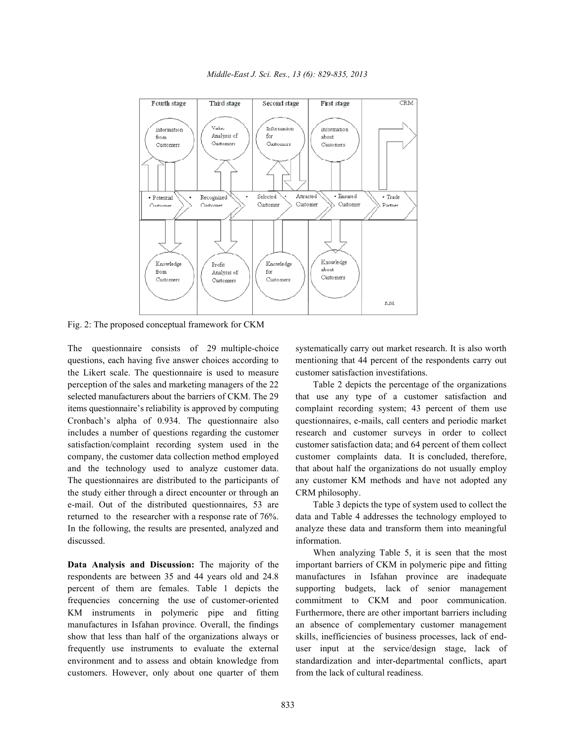Fig. 2: The proposed conceptual framework for CKM

The questionnaire consists of 29 multiple-choice questions, each having five answer choices according to the Likert scale. The questionnaire is used to measure perception of the sales and marketing managers of the 22 selected manufacturers about the barriers of CKM. The 29 items questionnaire's reliability is approved by computing Cronbach's alpha of 0.934. The questionnaire also includes a number of questions regarding the customer satisfaction/complaint recording system used in the company, the customer data collection method employed and the technology used to analyze customer data. The questionnaires are distributed to the participants of the study either through a direct encounter or through an e-mail. Out of the distributed questionnaires, 53 are returned to the researcher with a response rate of 76%. In the following, the results are presented, analyzed and discussed.

**Data Analysis and Discussion:** The majority of the respondents are between 35 and 44 years old and 24.8 percent of them are females. Table 1 depicts the frequencies concerning the use of customer-oriented KM instruments in polymeric pipe and fitting manufactures in Isfahan province. Overall, the findings show that less than half of the organizations always or frequently use instruments to evaluate the external environment and to assess and obtain knowledge from customers. However, only about one quarter of them systematically carry out market research. It is also worth mentioning that 44 percent of the respondents carry out customer satisfaction investifations.

Table 2 depicts the percentage of the organizations that use any type of a customer satisfaction and complaint recording system; 43 percent of them use questionnaires, e-mails, call centers and periodic market research and customer surveys in order to collect customer satisfaction data; and 64 percent of them collect customer complaints data. It is concluded, therefore, that about half the organizations do not usually employ any customer KM methods and have not adopted any CRM philosophy.

Table 3 depicts the type of system used to collect the data and Table 4 addresses the technology employed to analyze these data and transform them into meaningful information.

When analyzing Table 5, it is seen that the most important barriers of CKM in polymeric pipe and fitting manufactures in Isfahan province are inadequate supporting budgets, lack of senior management commitment to CKM and poor communication. Furthermore, there are other important barriers including an absence of complementary customer management skills, inefficiencies of business processes, lack of end-user input at the service/design stage, lack of standardization and inter-departmental conflicts, apart from the lack of cultural readiness.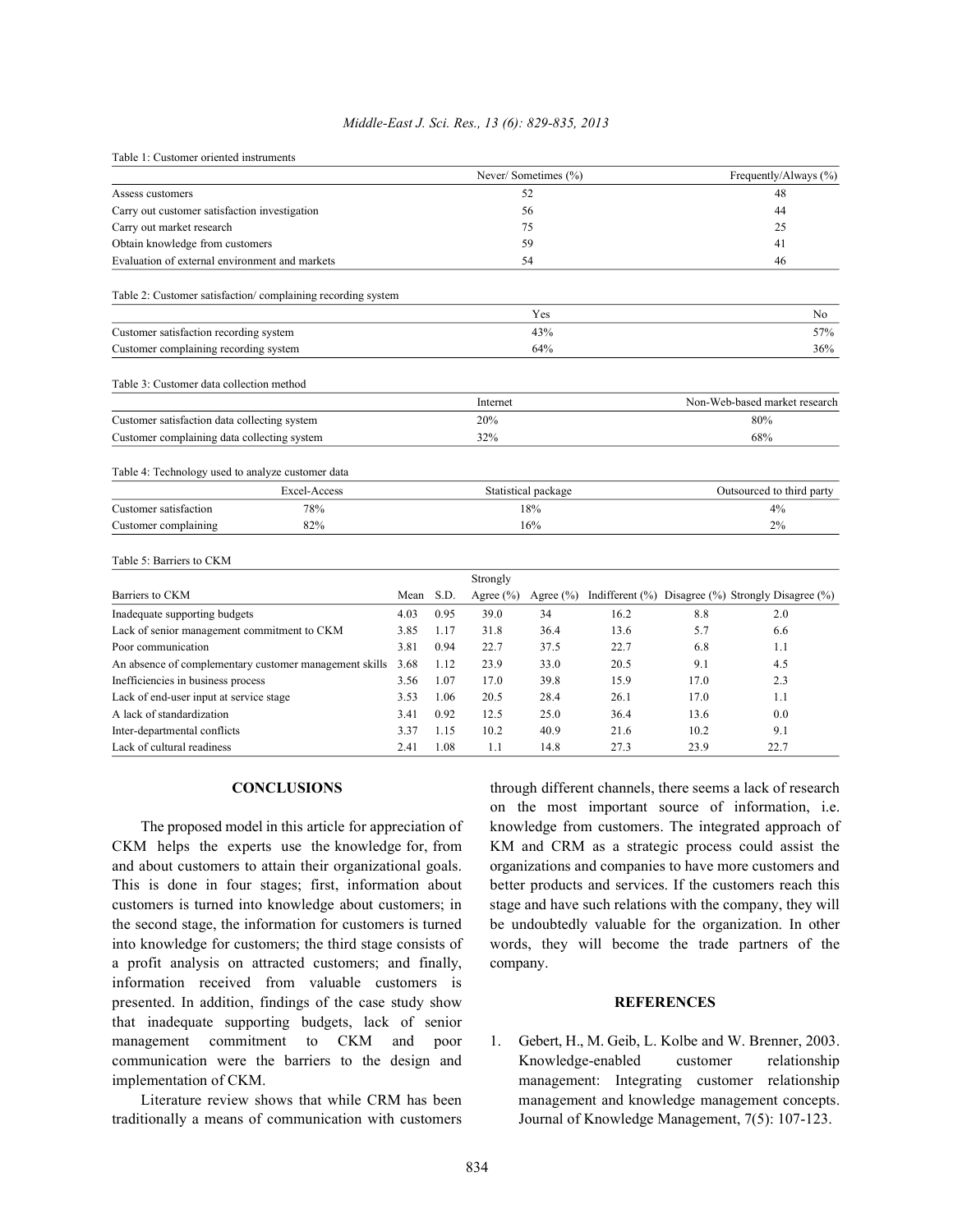Table 1: Customer oriented instruments

| | Never/ Sometimes (%) | Frequently/Always (%) |
|---|---|---|
| Assess customers | 52 | 48 |
| Carry out customer satisfaction investigation | 56 | 44 |
| Carry out market research | 75 | 25 |
| Obtain knowledge from customers | 59 | 41 |
| Evaluation of external environment and markets | 54 | 46 |

Table 2: Customer satisfaction/ complaining recording system

| | Yes | No |
|---|---|---|
| Customer satisfaction recording system | 43% | 57% |
| Customer complaining recording system | 64% | 36% |

Table 3: Customer data collection method

| | Internet | Non-Web-based market research |
|---|---|---|
| Customer satisfaction data collecting system | 20% | 80% |
| Customer complaining data collecting system | 32% | 68% |

Table 4: Technology used to analyze customer data

| | Excel-Access | Statistical package | Outsourced to third party |
|---|---|---|---|
| Customer satisfaction | 78% | 18% | 4% |
| Customer complaining | 82% | 16% | 2% |

Table 5: Barriers to CKM

| Barriers to CKM | Mean | S.D. | Strongly Agree (%) | Agree (%) | Indifferent (%) | Disagree (%) | Strongly Disagree (%) |
|---|---|---|---|---|---|---|---|
| Inadequate supporting budgets | 4.03 | 0.95 | 39.0 | 34 | 16.2 | 8.8 | 2.0 |
| Lack of senior management commitment to CKM | 3.85 | 1.17 | 31.8 | 36.4 | 13.6 | 5.7 | 6.6 |
| Poor communication | 3.81 | 0.94 | 22.7 | 37.5 | 22.7 | 6.8 | 1.1 |
| An absence of complementary customer management skills | 3.68 | 1.12 | 23.9 | 33.0 | 20.5 | 9.1 | 4.5 |
| Inefficiencies in business process | 3.56 | 1.07 | 17.0 | 39.8 | 15.9 | 17.0 | 2.3 |
| Lack of end-user input at service stage | 3.53 | 1.06 | 20.5 | 28.4 | 26.1 | 17.0 | 1.1 |
| A lack of standardization | 3.41 | 0.92 | 12.5 | 25.0 | 36.4 | 13.6 | 0.0 |
| Inter-departmental conflicts | 3.37 | 1.15 | 10.2 | 40.9 | 21.6 | 10.2 | 9.1 |
| Lack of cultural readiness | 2.41 | 1.08 | 1.1 | 14.8 | 27.3 | 23.9 | 22.7 |

## CONCLUSIONS

The proposed model in this article for appreciation of CKM helps the experts use the knowledge for, from and about customers to attain their organizational goals. This is done in four stages; first, information about customers is turned into knowledge about customers; in the second stage, the information for customers is turned into knowledge for customers; the third stage consists of a profit analysis on attracted customers; and finally, information received from valuable customers is presented. In addition, findings of the case study show that inadequate supporting budgets, lack of senior management commitment to CKM and poor communication were the barriers to the design and implementation of CKM.

Literature review shows that while CRM has been traditionally a means of communication with customers through different channels, there seems a lack of research on the most important source of information, i.e. knowledge from customers. The integrated approach of KM and CRM as a strategic process could assist the organizations and companies to have more customers and better products and services. If the customers reach this stage and have such relations with the company, they will be undoubtedly valuable for the organization. In other words, they will become the trade partners of the company.

## REFERENCES

1. Gebert, H., M. Geib, L. Kolbe and W. Brenner, 2003. Knowledge-enabled customer relationship management: Integrating customer relationship management and knowledge management concepts. Journal of Knowledge Management, 7(5): 107-123.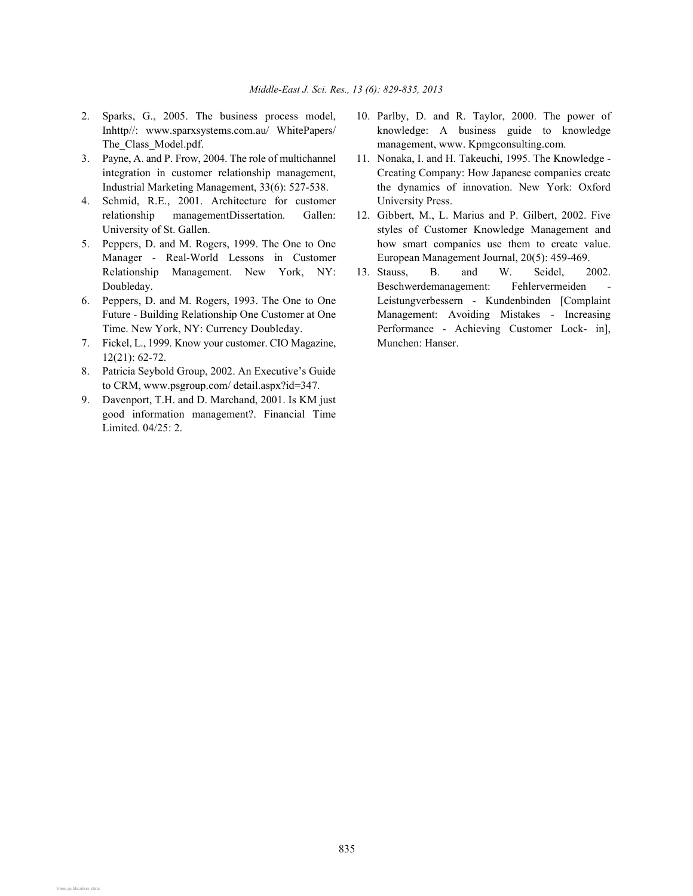2. Sparks, G., 2005. The business process model, Inhttp//: www.sparxsystems.com.au/ WhitePapers/ The_Class_Model.pdf.
3. Payne, A. and P. Frow, 2004. The role of multichannel integration in customer relationship management, Industrial Marketing Management, 33(6): 527-538.
4. Schmid, R.E., 2001. Architecture for customer relationship managementDissertation. Gallen: University of St. Gallen.
5. Peppers, D. and M. Rogers, 1999. The One to One Manager - Real-World Lessons in Customer Relationship Management. New York, NY: Doubleday.
6. Peppers, D. and M. Rogers, 1993. The One to One Future - Building Relationship One Customer at One Time. New York, NY: Currency Doubleday.
7. Fickel, L., 1999. Know your customer. CIO Magazine, 12(21): 62-72.
8. Patricia Seybold Group, 2002. An Executive's Guide to CRM, www.psgroup.com/ detail.aspx?id=347.
9. Davenport, T.H. and D. Marchand, 2001. Is KM just good information management?. Financial Time Limited. 04/25: 2.
10. Parlby, D. and R. Taylor, 2000. The power of knowledge: A business guide to knowledge management, www. Kpmgconsulting.com.
11. Nonaka, I. and H. Takeuchi, 1995. The Knowledge - Creating Company: How Japanese companies create the dynamics of innovation. New York: Oxford University Press.
12. Gibbert, M., L. Marius and P. Gilbert, 2002. Five styles of Customer Knowledge Management and how smart companies use them to create value. European Management Journal, 20(5): 459-469.
13. Stauss, B. and W. Seidel, 2002. Beschwerdemanagement: Fehlervermeiden - Leistungverbessern - Kundenbinden [Complaint Management: Avoiding Mistakes - Increasing Performance - Achieving Customer Lock- in], Munchen: Hanser.